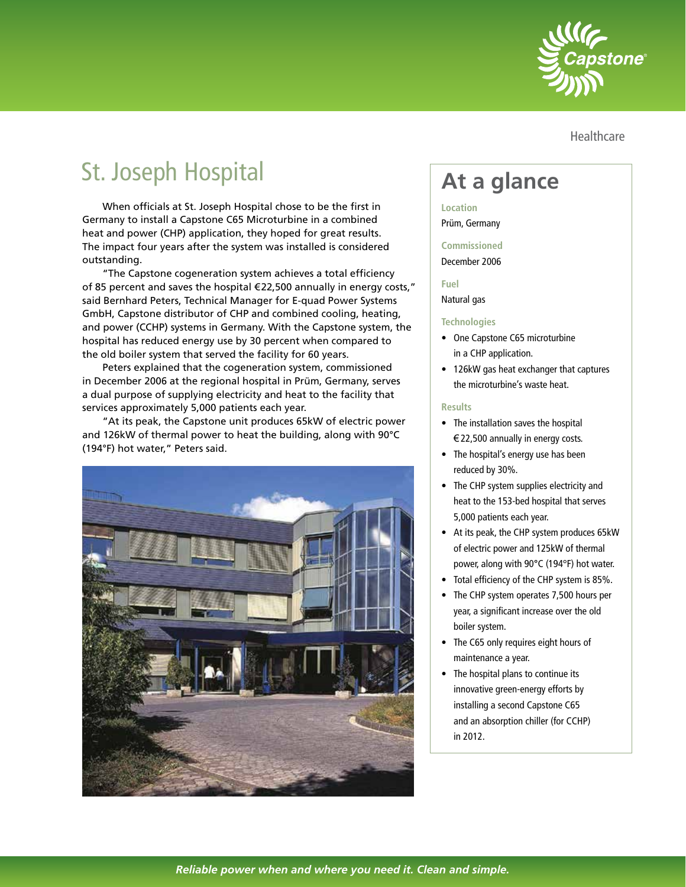Healthcare

# St. Joseph Hospital

When officials at St. Joseph Hospital chose to be the first in Germany to install a Capstone C65 Microturbine in a combined heat and power (CHP) application, they hoped for great results. The impact four years after the system was installed is considered outstanding.

"The Capstone cogeneration system achieves a total efficiency of 85 percent and saves the hospital €22,500 annually in energy costs," said Bernhard Peters, Technical Manager for E-quad Power Systems GmbH, Capstone distributor of CHP and combined cooling, heating, and power (CCHP) systems in Germany. With the Capstone system, the hospital has reduced energy use by 30 percent when compared to the old boiler system that served the facility for 60 years.

Peters explained that the cogeneration system, commissioned in December 2006 at the regional hospital in Prüm, Germany, serves a dual purpose of supplying electricity and heat to the facility that services approximately 5,000 patients each year.

"At its peak, the Capstone unit produces 65kW of electric power and 126kW of thermal power to heat the building, along with 90°C (194°F) hot water," Peters said.

## At a glance

**Location**
Prüm, Germany

**Commissioned**
December 2006

**Fuel**
Natural gas

**Technologies**

- One Capstone C65 microturbine in a CHP application.
- 126kW gas heat exchanger that captures the microturbine's waste heat.

**Results**

- The installation saves the hospital € 22,500 annually in energy costs.
- The hospital's energy use has been reduced by 30%.
- The CHP system supplies electricity and heat to the 153-bed hospital that serves 5,000 patients each year.
- At its peak, the CHP system produces 65kW of electric power and 125kW of thermal power, along with 90°C (194°F) hot water.
- Total efficiency of the CHP system is 85%.
- The CHP system operates 7,500 hours per year, a significant increase over the old boiler system.
- The C65 only requires eight hours of maintenance a year.
- The hospital plans to continue its innovative green-energy efforts by installing a second Capstone C65 and an absorption chiller (for CCHP) in 2012.

*Reliable power when and where you need it. Clean and simple.*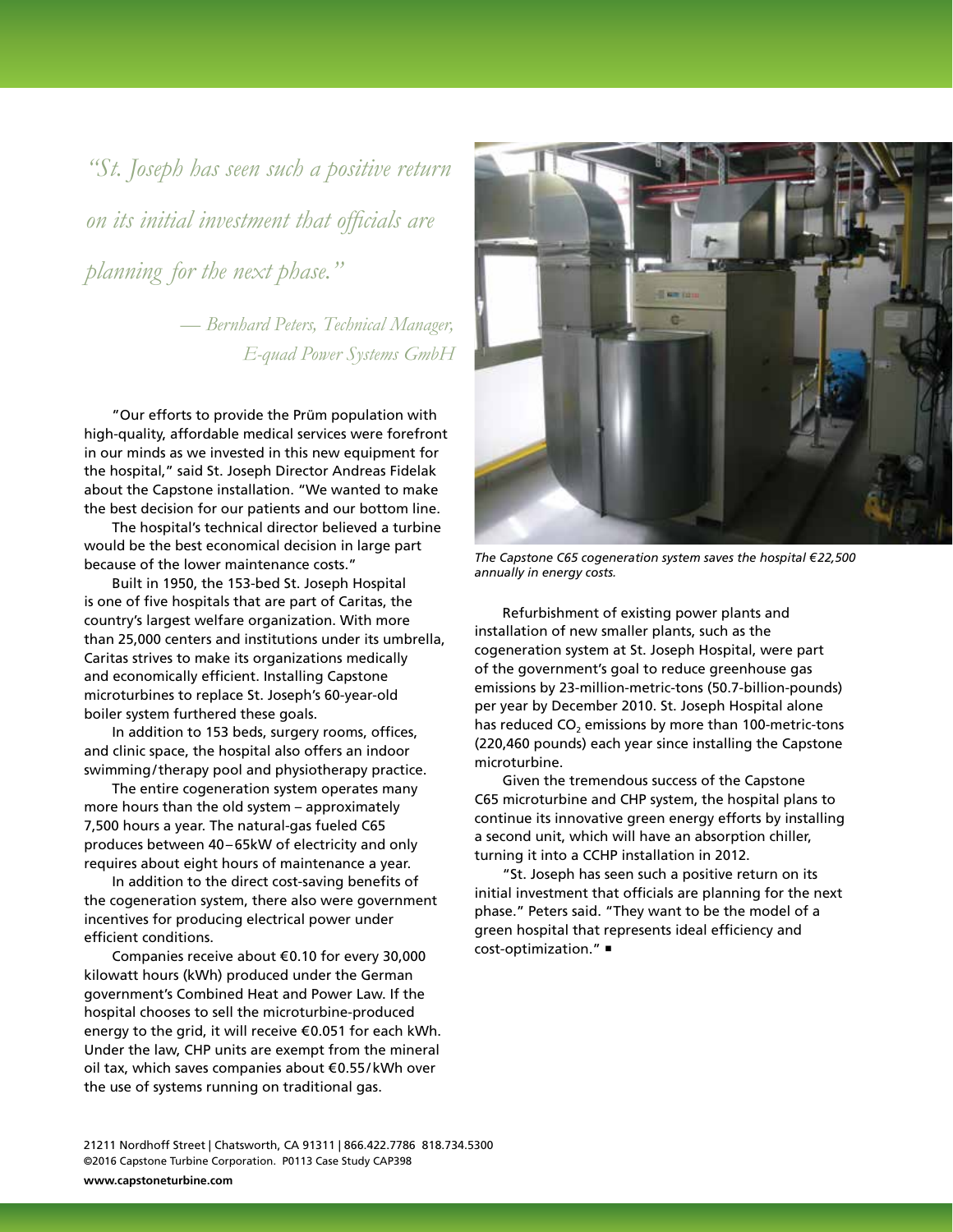*"St. Joseph has seen such a positive return on its initial investment that officials are planning for the next phase."*

*— Bernhard Peters, Technical Manager, E-quad Power Systems GmbH*

"Our efforts to provide the Prüm population with high-quality, affordable medical services were forefront in our minds as we invested in this new equipment for the hospital," said St. Joseph Director Andreas Fidelak about the Capstone installation. "We wanted to make the best decision for our patients and our bottom line.

The hospital's technical director believed a turbine would be the best economical decision in large part because of the lower maintenance costs."

Built in 1950, the 153-bed St. Joseph Hospital is one of five hospitals that are part of Caritas, the country's largest welfare organization. With more than 25,000 centers and institutions under its umbrella, Caritas strives to make its organizations medically and economically efficient. Installing Capstone microturbines to replace St. Joseph's 60-year-old boiler system furthered these goals.

In addition to 153 beds, surgery rooms, offices, and clinic space, the hospital also offers an indoor swimming/therapy pool and physiotherapy practice.

The entire cogeneration system operates many more hours than the old system – approximately 7,500 hours a year. The natural-gas fueled C65 produces between 40–65kW of electricity and only requires about eight hours of maintenance a year.

In addition to the direct cost-saving benefits of the cogeneration system, there also were government incentives for producing electrical power under efficient conditions.

Companies receive about €0.10 for every 30,000 kilowatt hours (kWh) produced under the German government's Combined Heat and Power Law. If the hospital chooses to sell the microturbine-produced energy to the grid, it will receive €0.051 for each kWh. Under the law, CHP units are exempt from the mineral oil tax, which saves companies about €0.55/kWh over the use of systems running on traditional gas.

*The Capstone C65 cogeneration system saves the hospital €22,500 annually in energy costs.*

Refurbishment of existing power plants and installation of new smaller plants, such as the cogeneration system at St. Joseph Hospital, were part of the government's goal to reduce greenhouse gas emissions by 23-million-metric-tons (50.7-billion-pounds) per year by December 2010. St. Joseph Hospital alone has reduced $CO_2$ emissions by more than 100-metric-tons (220,460 pounds) each year since installing the Capstone microturbine.

Given the tremendous success of the Capstone C65 microturbine and CHP system, the hospital plans to continue its innovative green energy efforts by installing a second unit, which will have an absorption chiller, turning it into a CCHP installation in 2012.

"St. Joseph has seen such a positive return on its initial investment that officials are planning for the next phase." Peters said. "They want to be the model of a green hospital that represents ideal efficiency and cost-optimization." ■

21211 Nordhoff Street | Chatsworth, CA 91311 | 866.422.7786 818.734.5300
©2016 Capstone Turbine Corporation. P0113 Case Study CAP398
**www.capstoneturbine.com**